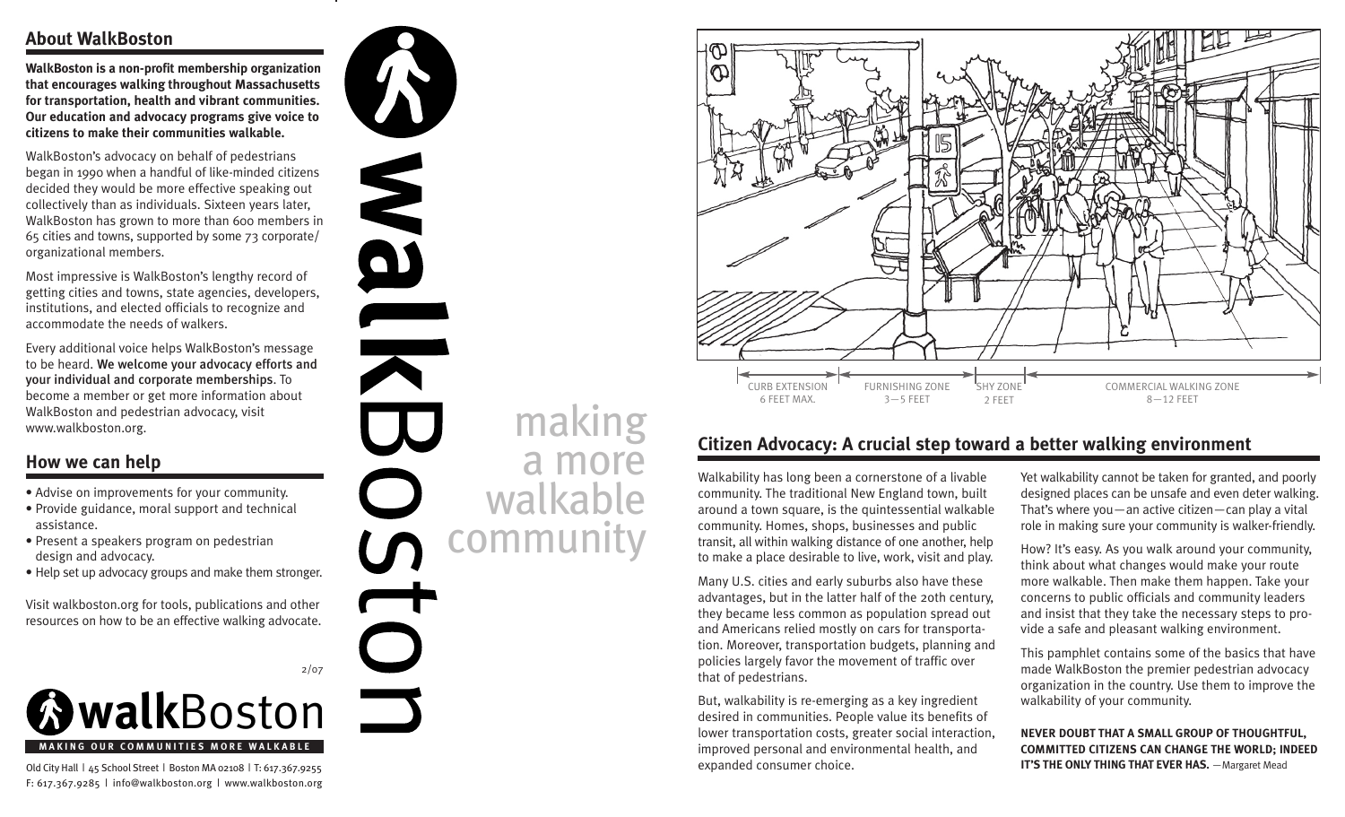## About WalkBoston

**WalkBoston is a non-profit membership organization that encourages walking throughout Massachusetts for transportation, health and vibrant communities. Our education and advocacy programs give voice to citizens to make their communities walkable.**

WalkBoston's advocacy on behalf of pedestrians began in 1990 when a handful of like-minded citizens decided they would be more effective speaking out collectively than as individuals. Sixteen years later, WalkBoston has grown to more than 600 members in 65 cities and towns, supported by some 73 corporate/organizational members.

Most impressive is WalkBoston's lengthy record of getting cities and towns, state agencies, developers, institutions, and elected officials to recognize and accommodate the needs of walkers.

Every additional voice helps WalkBoston's message to be heard. **We welcome your advocacy efforts and your individual and corporate memberships**. To become a member or get more information about WalkBoston and pedestrian advocacy, visit www.walkboston.org.

## How we can help

- Advise on improvements for your community.
- Provide guidance, moral support and technical assistance.
- Present a speakers program on pedestrian design and advocacy.
- Help set up advocacy groups and make them stronger.

Visit walkboston.org for tools, publications and other resources on how to be an effective walking advocate.

2/07

**walk**Boston

MAKING OUR COMMUNITIES MORE WALKABLE

Old City Hall | 45 School Street | Boston MA 02108 | T: 617.367.9255
F: 617.367.9285 | info@walkboston.org | www.walkboston.org

# walkBoston

making a more walkable community

CURB EXTENSION 6 FEET MAX.
FURNISHING ZONE 3—5 FEET
SHY ZONE 2 FEET
COMMERCIAL WALKING ZONE 8—12 FEET

## Citizen Advocacy: A crucial step toward a better walking environment

Walkability has long been a cornerstone of a livable community. The traditional New England town, built around a town square, is the quintessential walkable community. Homes, shops, businesses and public transit, all within walking distance of one another, help to make a place desirable to live, work, visit and play.

Many U.S. cities and early suburbs also have these advantages, but in the latter half of the 20th century, they became less common as population spread out and Americans relied mostly on cars for transportation. Moreover, transportation budgets, planning and policies largely favor the movement of traffic over that of pedestrians.

But, walkability is re-emerging as a key ingredient desired in communities. People value its benefits of lower transportation costs, greater social interaction, improved personal and environmental health, and expanded consumer choice.

Yet walkability cannot be taken for granted, and poorly designed places can be unsafe and even deter walking. That's where you—an active citizen—can play a vital role in making sure your community is walker-friendly.

How? It's easy. As you walk around your community, think about what changes would make your route more walkable. Then make them happen. Take your concerns to public officials and community leaders and insist that they take the necessary steps to provide a safe and pleasant walking environment.

This pamphlet contains some of the basics that have made WalkBoston the premier pedestrian advocacy organization in the country. Use them to improve the walkability of your community.

**NEVER DOUBT THAT A SMALL GROUP OF THOUGHTFUL, COMMITTED CITIZENS CAN CHANGE THE WORLD; INDEED IT'S THE ONLY THING THAT EVER HAS.** —Margaret Mead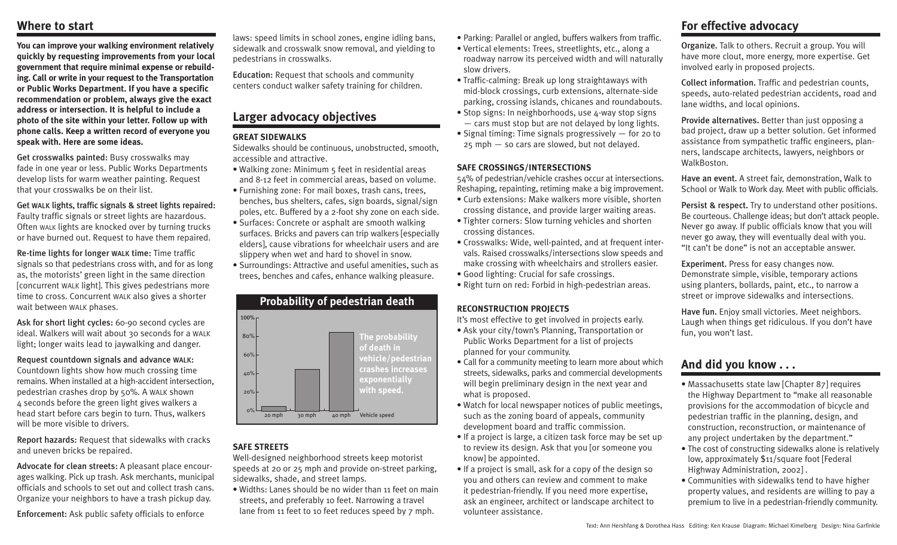## Where to start

**You can improve your walking environment relatively quickly by requesting improvements from your local government that require minimal expense or rebuilding. Call or write in your request to the Transportation or Public Works Department. If you have a specific recommendation or problem, always give the exact address or intersection. It is helpful to include a photo of the site within your letter. Follow up with phone calls. Keep a written record of everyone you speak with. Here are some ideas.**

**Get crosswalks painted:** Busy crosswalks may fade in one year or less. Public Works Departments develop lists for warm weather painting. Request that your crosswalks be on their list.

**Get WALK lights, traffic signals & street lights repaired:** Faulty traffic signals or street lights are hazardous. Often WALK lights are knocked over by turning trucks or have burned out. Request to have them repaired.

**Re-time lights for longer WALK time:** Time traffic signals so that pedestrians cross with, and for as long as, the motorists' green light in the same direction [concurrent WALK light]. This gives pedestrians more time to cross. Concurrent WALK also gives a shorter wait between WALK phases.

**Ask for short light cycles:** 60-90 second cycles are ideal. Walkers will wait about 30 seconds for a WALK light; longer waits lead to jaywalking and danger.

**Request countdown signals and advance WALK:** Countdown lights show how much crossing time remains. When installed at a high-accident intersection, pedestrian crashes drop by 50%. A WALK shown 4 seconds before the green light gives walkers a head start before cars begin to turn. Thus, walkers will be more visible to drivers.

**Report hazards:** Request that sidewalks with cracks and uneven bricks be repaired.

**Advocate for clean streets:** A pleasant place encourages walking. Pick up trash. Ask merchants, municipal officials and schools to set out and collect trash cans. Organize your neighbors to have a trash pickup day.

**Enforcement:** Ask public safety officials to enforce laws: speed limits in school zones, engine idling bans, sidewalk and crosswalk snow removal, and yielding to pedestrians in crosswalks.

**Education:** Request that schools and community centers conduct walker safety training for children.

## Larger advocacy objectives

### GREAT SIDEWALKS

Sidewalks should be continuous, unobstructed, smooth, accessible and attractive.

- Walking zone: Minimum 5 feet in residential areas and 8-12 feet in commercial areas, based on volume.
- Furnishing zone: For mail boxes, trash cans, trees, benches, bus shelters, cafes, sign boards, signal/sign poles, etc. Buffered by a 2-foot shy zone on each side.
- Surfaces: Concrete or asphalt are smooth walking surfaces. Bricks and pavers can trip walkers [especially elders], cause vibrations for wheelchair users and are slippery when wet and hard to shovel in snow.
- Surroundings: Attractive and useful amenities, such as trees, benches and cafes, enhance walking pleasure.

**Probability of pedestrian death**

100%
80%
60%
40%
20%
0%
20 mph
30 mph
40 mph
Vehicle speed

The probability of death in vehicle/pedestrian crashes increases exponentially with speed.

### SAFE STREETS

Well-designed neighborhood streets keep motorist speeds at 20 or 25 mph and provide on-street parking, sidewalks, shade, and street lamps.

- Widths: Lanes should be no wider than 11 feet on main streets, and preferably 10 feet. Narrowing a travel lane from 11 feet to 10 feet reduces speed by 7 mph.
- Parking: Parallel or angled, buffers walkers from traffic.
- Vertical elements: Trees, streetlights, etc., along a roadway narrow its perceived width and will naturally slow drivers.
- Traffic-calming: Break up long straightaways with mid-block crossings, curb extensions, alternate-side parking, crossing islands, chicanes and roundabouts.
- Stop signs: In neighborhoods, use 4-way stop signs — cars must stop but are not delayed by long lights.
- Signal timing: Time signals progressively — for 20 to 25 mph — so cars are slowed, but not delayed.

### SAFE CROSSINGS/INTERSECTIONS

54% of pedestrian/vehicle crashes occur at intersections. Reshaping, repainting, retiming make a big improvement.

- Curb extensions: Make walkers more visible, shorten crossing distance, and provide larger waiting areas.
- Tighter corners: Slow turning vehicles and shorten crossing distances.
- Crosswalks: Wide, well-painted, and at frequent intervals. Raised crosswalks/intersections slow speeds and make crossing with wheelchairs and strollers easier.
- Good lighting: Crucial for safe crossings.
- Right turn on red: Forbid in high-pedestrian areas.

### RECONSTRUCTION PROJECTS

It's most effective to get involved in projects early.

- Ask your city/town's Planning, Transportation or Public Works Department for a list of projects planned for your community.
- Call for a community meeting to learn more about which streets, sidewalks, parks and commercial developments will begin preliminary design in the next year and what is proposed.
- Watch for local newspaper notices of public meetings, such as the zoning board of appeals, community development board and traffic commission.
- If a project is large, a citizen task force may be set up to review its design. Ask that you [or someone you know] be appointed.
- If a project is small, ask for a copy of the design so you and others can review and comment to make it pedestrian-friendly. If you need more expertise, ask an engineer, architect or landscape architect to volunteer assistance.

## For effective advocacy

**Organize.** Talk to others. Recruit a group. You will have more clout, more energy, more expertise. Get involved early in proposed projects.

**Collect information.** Traffic and pedestrian counts, speeds, auto-related pedestrian accidents, road and lane widths, and local opinions.

**Provide alternatives.** Better than just opposing a bad project, draw up a better solution. Get informed assistance from sympathetic traffic engineers, planners, landscape architects, lawyers, neighbors or WalkBoston.

**Have an event.** A street fair, demonstration, Walk to School or Walk to Work day. Meet with public officials.

**Persist & respect.** Try to understand other positions. Be courteous. Challenge ideas; but don't attack people. Never go away. If public officials know that you will never go away, they will eventually deal with you. "It can't be done" is not an acceptable answer.

**Experiment.** Press for easy changes now. Demonstrate simple, visible, temporary actions using planters, bollards, paint, etc., to narrow a street or improve sidewalks and intersections.

**Have fun.** Enjoy small victories. Meet neighbors. Laugh when things get ridiculous. If you don't have fun, you won't last.

## And did you know . . .

- Massachusetts state law [Chapter 87] requires the Highway Department to "make all reasonable provisions for the accommodation of bicycle and pedestrian traffic in the planning, design, and construction, reconstruction, or maintenance of any project undertaken by the department."
- The cost of constructing sidewalks alone is relatively low, approximately $11/square foot [Federal Highway Administration, 2002].
- Communities with sidewalks tend to have higher property values, and residents are willing to pay a premium to live in a pedestrian-friendly community.

Text: Ann Hershfang & Dorothea Hass Editing: Ken Krause Diagram: Michael Kimelberg Design: Nina Garfinkle